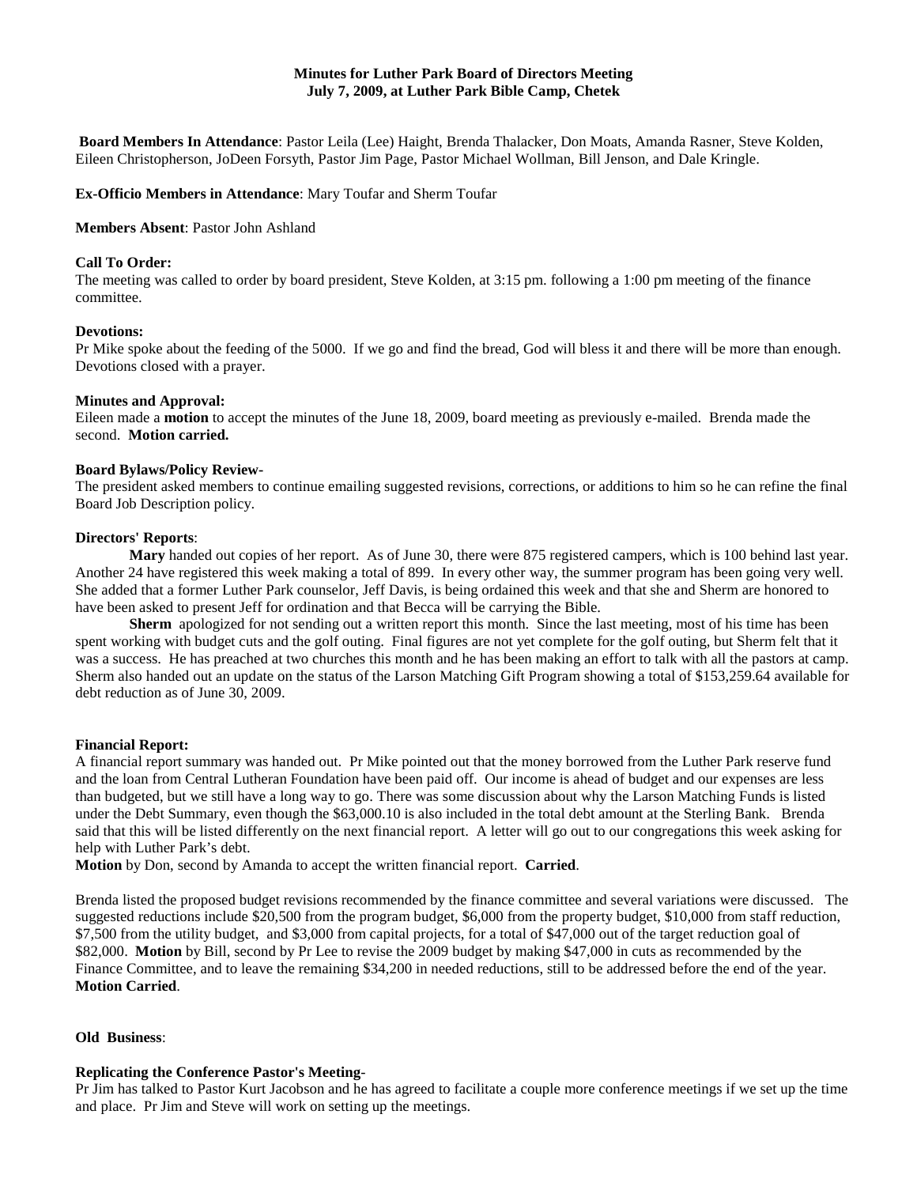**Minutes for Luther Park Board of Directors Meeting**
**July 7, 2009, at Luther Park Bible Camp, Chetek**

**Board Members In Attendance**: Pastor Leila (Lee) Haight, Brenda Thalacker, Don Moats, Amanda Rasner, Steve Kolden, Eileen Christopherson, JoDeen Forsyth, Pastor Jim Page, Pastor Michael Wollman, Bill Jenson, and Dale Kringle.

**Ex-Officio Members in Attendance**: Mary Toufar and Sherm Toufar

**Members Absent**: Pastor John Ashland

**Call To Order:**
The meeting was called to order by board president, Steve Kolden, at 3:15 pm. following a 1:00 pm meeting of the finance committee.

**Devotions:**
Pr Mike spoke about the feeding of the 5000. If we go and find the bread, God will bless it and there will be more than enough. Devotions closed with a prayer.

**Minutes and Approval:**
Eileen made a **motion** to accept the minutes of the June 18, 2009, board meeting as previously e-mailed. Brenda made the second. **Motion carried.**

**Board Bylaws/Policy Review-**
The president asked members to continue emailing suggested revisions, corrections, or additions to him so he can refine the final Board Job Description policy.

**Directors' Reports**:

**Mary** handed out copies of her report. As of June 30, there were 875 registered campers, which is 100 behind last year. Another 24 have registered this week making a total of 899. In every other way, the summer program has been going very well. She added that a former Luther Park counselor, Jeff Davis, is being ordained this week and that she and Sherm are honored to have been asked to present Jeff for ordination and that Becca will be carrying the Bible.

**Sherm** apologized for not sending out a written report this month. Since the last meeting, most of his time has been spent working with budget cuts and the golf outing. Final figures are not yet complete for the golf outing, but Sherm felt that it was a success. He has preached at two churches this month and he has been making an effort to talk with all the pastors at camp. Sherm also handed out an update on the status of the Larson Matching Gift Program showing a total of $153,259.64 available for debt reduction as of June 30, 2009.

**Financial Report:**
A financial report summary was handed out. Pr Mike pointed out that the money borrowed from the Luther Park reserve fund and the loan from Central Lutheran Foundation have been paid off. Our income is ahead of budget and our expenses are less than budgeted, but we still have a long way to go. There was some discussion about why the Larson Matching Funds is listed under the Debt Summary, even though the $63,000.10 is also included in the total debt amount at the Sterling Bank. Brenda said that this will be listed differently on the next financial report. A letter will go out to our congregations this week asking for help with Luther Park's debt.
**Motion** by Don, second by Amanda to accept the written financial report. **Carried**.

Brenda listed the proposed budget revisions recommended by the finance committee and several variations were discussed. The suggested reductions include $20,500 from the program budget, $6,000 from the property budget, $10,000 from staff reduction, $7,500 from the utility budget, and $3,000 from capital projects, for a total of $47,000 out of the target reduction goal of $82,000. **Motion** by Bill, second by Pr Lee to revise the 2009 budget by making $47,000 in cuts as recommended by the Finance Committee, and to leave the remaining $34,200 in needed reductions, still to be addressed before the end of the year. **Motion Carried**.

**Old Business**:

**Replicating the Conference Pastor's Meeting-**
Pr Jim has talked to Pastor Kurt Jacobson and he has agreed to facilitate a couple more conference meetings if we set up the time and place. Pr Jim and Steve will work on setting up the meetings.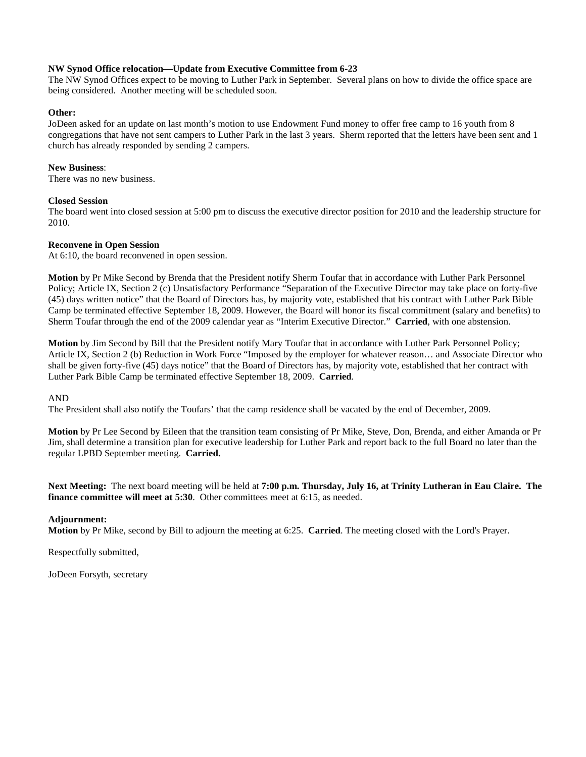**NW Synod Office relocation—Update from Executive Committee from 6-23**
The NW Synod Offices expect to be moving to Luther Park in September. Several plans on how to divide the office space are being considered. Another meeting will be scheduled soon.

**Other:**
JoDeen asked for an update on last month's motion to use Endowment Fund money to offer free camp to 16 youth from 8 congregations that have not sent campers to Luther Park in the last 3 years. Sherm reported that the letters have been sent and 1 church has already responded by sending 2 campers.

**New Business**:
There was no new business.

**Closed Session**
The board went into closed session at 5:00 pm to discuss the executive director position for 2010 and the leadership structure for 2010.

**Reconvene in Open Session**
At 6:10, the board reconvened in open session.

**Motion** by Pr Mike Second by Brenda that the President notify Sherm Toufar that in accordance with Luther Park Personnel Policy; Article IX, Section 2 (c) Unsatisfactory Performance "Separation of the Executive Director may take place on forty-five (45) days written notice" that the Board of Directors has, by majority vote, established that his contract with Luther Park Bible Camp be terminated effective September 18, 2009. However, the Board will honor its fiscal commitment (salary and benefits) to Sherm Toufar through the end of the 2009 calendar year as "Interim Executive Director." **Carried**, with one abstension.

**Motion** by Jim Second by Bill that the President notify Mary Toufar that in accordance with Luther Park Personnel Policy; Article IX, Section 2 (b) Reduction in Work Force "Imposed by the employer for whatever reason… and Associate Director who shall be given forty-five (45) days notice" that the Board of Directors has, by majority vote, established that her contract with Luther Park Bible Camp be terminated effective September 18, 2009. **Carried**.

AND
The President shall also notify the Toufars' that the camp residence shall be vacated by the end of December, 2009.

**Motion** by Pr Lee Second by Eileen that the transition team consisting of Pr Mike, Steve, Don, Brenda, and either Amanda or Pr Jim, shall determine a transition plan for executive leadership for Luther Park and report back to the full Board no later than the regular LPBD September meeting. **Carried.**

**Next Meeting:** The next board meeting will be held at **7:00 p.m. Thursday, July 16, at Trinity Lutheran in Eau Claire. The finance committee will meet at 5:30**. Other committees meet at 6:15, as needed.

**Adjournment:**
**Motion** by Pr Mike, second by Bill to adjourn the meeting at 6:25. **Carried**. The meeting closed with the Lord's Prayer.

Respectfully submitted,

JoDeen Forsyth, secretary